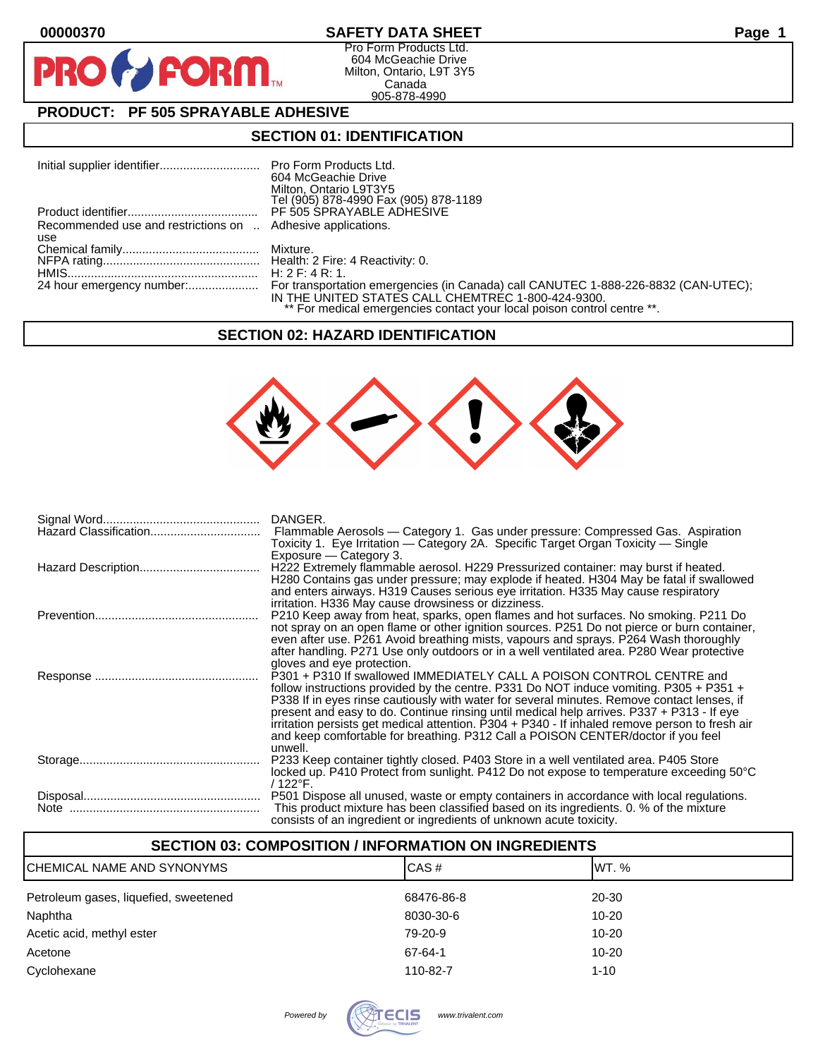00000370

# SAFETY DATA SHEET

Pro Form Products Ltd.
604 McGeachie Drive
Milton, Ontario, L9T 3Y5
Canada
905-878-4990

## PRODUCT: PF 505 SPRAYABLE ADHESIVE

## SECTION 01: IDENTIFICATION

| | |
|---|---|
| Initial supplier identifier | Pro Form Products Ltd.<br>604 McGeachie Drive<br>Milton, Ontario L9T3Y5<br>Tel (905) 878-4990 Fax (905) 878-1189 |
| Product identifier | PF 505 SPRAYABLE ADHESIVE |
| Recommended use and restrictions on use | Adhesive applications. |
| Chemical family | Mixture. |
| NFPA rating | Health: 2 Fire: 4 Reactivity: 0. |
| HMIS | H: 2 F: 4 R: 1. |
| 24 hour emergency number: | For transportation emergencies (in Canada) call CANUTEC 1-888-226-8832 (CAN-UTEC); IN THE UNITED STATES CALL CHEMTREC 1-800-424-9300.<br>** For medical emergencies contact your local poison control centre **. |

## SECTION 02: HAZARD IDENTIFICATION

| | |
|---|---|
| Signal Word | DANGER. |
| Hazard Classification | Flammable Aerosols — Category 1. Gas under pressure: Compressed Gas. Aspiration Toxicity 1. Eye Irritation — Category 2A. Specific Target Organ Toxicity — Single Exposure — Category 3. |
| Hazard Description | H222 Extremely flammable aerosol. H229 Pressurized container: may burst if heated. H280 Contains gas under pressure; may explode if heated. H304 May be fatal if swallowed and enters airways. H319 Causes serious eye irritation. H335 May cause respiratory irritation. H336 May cause drowsiness or dizziness. |
| Prevention | P210 Keep away from heat, sparks, open flames and hot surfaces. No smoking. P211 Do not spray on an open flame or other ignition sources. P251 Do not pierce or burn container, even after use. P261 Avoid breathing mists, vapours and sprays. P264 Wash thoroughly after handling. P271 Use only outdoors or in a well ventilated area. P280 Wear protective gloves and eye protection. |
| Response | P301 + P310 If swallowed IMMEDIATELY CALL A POISON CONTROL CENTRE and follow instructions provided by the centre. P331 Do NOT induce vomiting. P305 + P351 + P338 If in eyes rinse cautiously with water for several minutes. Remove contact lenses, if present and easy to do. Continue rinsing until medical help arrives. P337 + P313 - If eye irritation persists get medical attention. P304 + P340 - If inhaled remove person to fresh air and keep comfortable for breathing. P312 Call a POISON CENTER/doctor if you feel unwell. |
| Storage | P233 Keep container tightly closed. P403 Store in a well ventilated area. P405 Store locked up. P410 Protect from sunlight. P412 Do not expose to temperature exceeding 50°C / 122°F. |
| Disposal | P501 Dispose all unused, waste or empty containers in accordance with local regulations. |
| Note | This product mixture has been classified based on its ingredients. 0. % of the mixture consists of an ingredient or ingredients of unknown acute toxicity. |

## SECTION 03: COMPOSITION / INFORMATION ON INGREDIENTS

| CHEMICAL NAME AND SYNONYMS | CAS # | WT. % |
|---|---|---|
| Petroleum gases, liquefied, sweetened | 68476-86-8 | 20-30 |
| Naphtha | 8030-30-6 | 10-20 |
| Acetic acid, methyl ester | 79-20-9 | 10-20 |
| Acetone | 67-64-1 | 10-20 |
| Cyclohexane | 110-82-7 | 1-10 |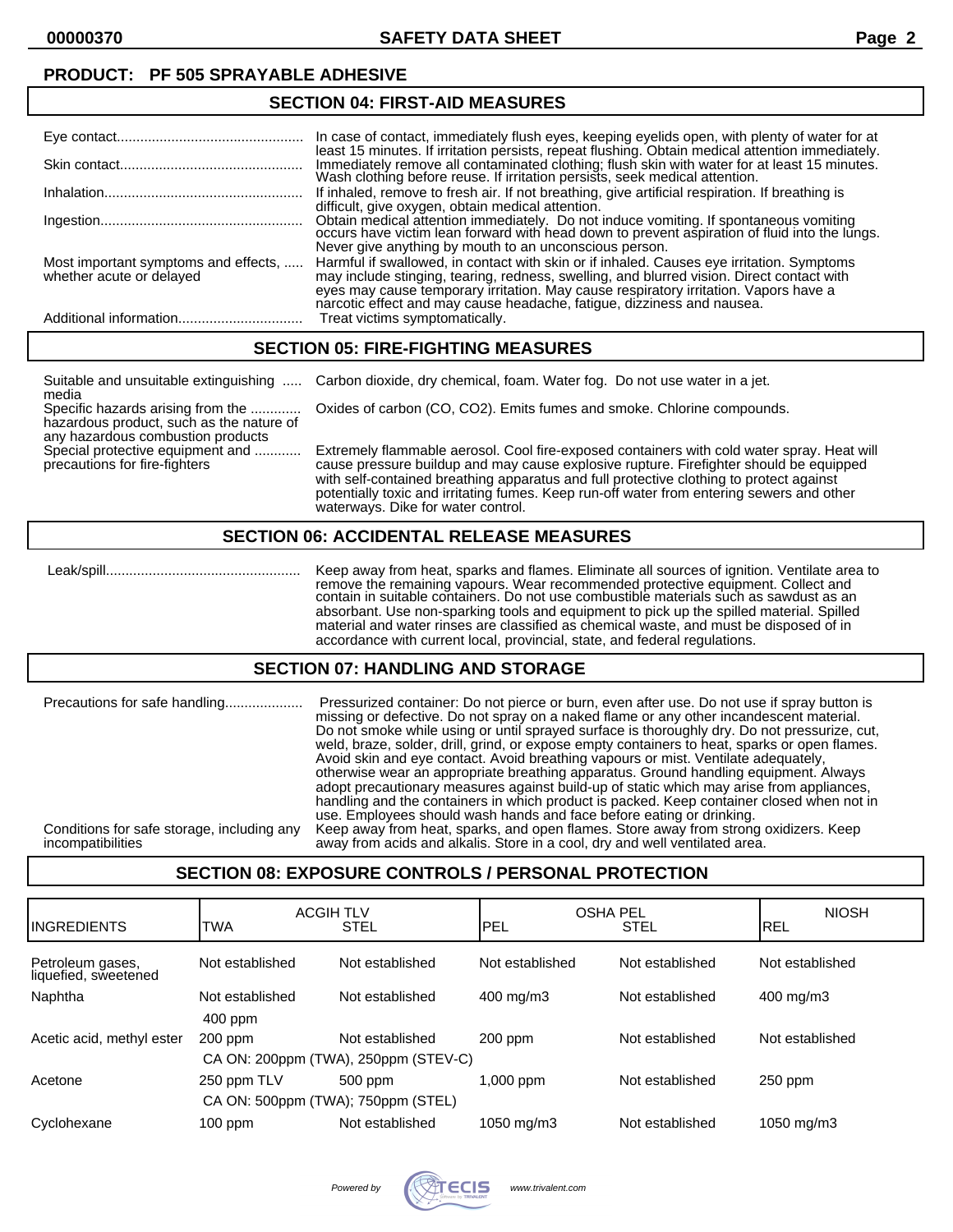**PRODUCT: PF 505 SPRAYABLE ADHESIVE**

## SECTION 04: FIRST-AID MEASURES

| | |
|---|---|
| Eye contact | In case of contact, immediately flush eyes, keeping eyelids open, with plenty of water for at least 15 minutes. If irritation persists, repeat flushing. Obtain medical attention immediately. |
| Skin contact | Immediately remove all contaminated clothing; flush skin with water for at least 15 minutes. Wash clothing before reuse. If irritation persists, seek medical attention. |
| Inhalation | If inhaled, remove to fresh air. If not breathing, give artificial respiration. If breathing is difficult, give oxygen, obtain medical attention. |
| Ingestion | Obtain medical attention immediately. Do not induce vomiting. If spontaneous vomiting occurs have victim lean forward with head down to prevent aspiration of fluid into the lungs. Never give anything by mouth to an unconscious person. |
| Most important symptoms and effects, whether acute or delayed | Harmful if swallowed, in contact with skin or if inhaled. Causes eye irritation. Symptoms may include stinging, tearing, redness, swelling, and blurred vision. Direct contact with eyes may cause temporary irritation. May cause respiratory irritation. Vapors have a narcotic effect and may cause headache, fatigue, dizziness and nausea. |
| Additional information | Treat victims symptomatically. |

## SECTION 05: FIRE-FIGHTING MEASURES

| | |
|---|---|
| Suitable and unsuitable extinguishing media | Carbon dioxide, dry chemical, foam. Water fog. Do not use water in a jet. |
| Specific hazards arising from the hazardous product, such as the nature of any hazardous combustion products | Oxides of carbon (CO, $CO_2$). Emits fumes and smoke. Chlorine compounds. |
| Special protective equipment and precautions for fire-fighters | Extremely flammable aerosol. Cool fire-exposed containers with cold water spray. Heat will cause pressure buildup and may cause explosive rupture. Firefighter should be equipped with self-contained breathing apparatus and full protective clothing to protect against potentially toxic and irritating fumes. Keep run-off water from entering sewers and other waterways. Dike for water control. |

## SECTION 06: ACCIDENTAL RELEASE MEASURES

| | |
|---|---|
| Leak/spill | Keep away from heat, sparks and flames. Eliminate all sources of ignition. Ventilate area to remove the remaining vapours. Wear recommended protective equipment. Collect and contain in suitable containers. Do not use combustible materials such as sawdust as an absorbant. Use non-sparking tools and equipment to pick up the spilled material. Spilled material and water rinses are classified as chemical waste, and must be disposed of in accordance with current local, provincial, state, and federal regulations. |

## SECTION 07: HANDLING AND STORAGE

| | |
|---|---|
| Precautions for safe handling | Pressurized container: Do not pierce or burn, even after use. Do not use if spray button is missing or defective. Do not spray on a naked flame or any other incandescent material. Do not smoke while using or until sprayed surface is thoroughly dry. Do not pressurize, cut, weld, braze, solder, drill, grind, or expose empty containers to heat, sparks or open flames. Avoid skin and eye contact. Avoid breathing vapours or mist. Ventilate adequately, otherwise wear an appropriate breathing apparatus. Ground handling equipment. Always adopt precautionary measures against build-up of static which may arise from appliances, handling and the containers in which product is packed. Keep container closed when not in use. Employees should wash hands and face before eating or drinking. |
| Conditions for safe storage, including any incompatibilities | Keep away from heat, sparks, and open flames. Store away from strong oxidizers. Keep away from acids and alkalis. Store in a cool, dry and well ventilated area. |

## SECTION 08: EXPOSURE CONTROLS / PERSONAL PROTECTION

| INGREDIENTS | ACGIH TLV TWA | ACGIH TLV STEL | OSHA PEL PEL | OSHA PEL STEL | NIOSH REL |
|---|---|---|---|---|---|
| Petroleum gases, liquefied, sweetened | Not established | Not established | Not established | Not established | Not established |
| Naphtha | Not established<br>400 ppm | Not established | 400 mg/m3 | Not established | 400 mg/m3 |
| Acetic acid, methyl ester | 200 ppm<br>CA ON: 200ppm (TWA), 250ppm (STEV-C) | Not established | 200 ppm | Not established | Not established |
| Acetone | 250 ppm TLV<br>CA ON: 500ppm (TWA); 750ppm (STEL) | 500 ppm | 1,000 ppm | Not established | 250 ppm |
| Cyclohexane | 100 ppm | Not established | 1050 mg/m3 | Not established | 1050 mg/m3 |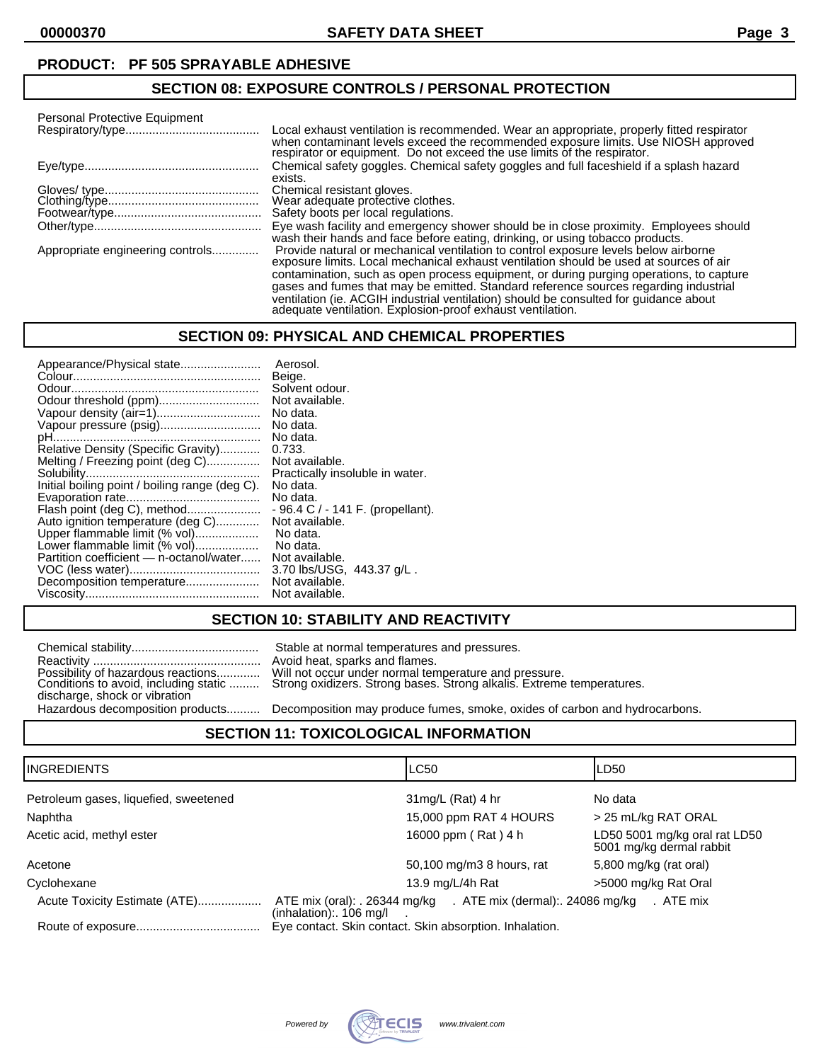**PRODUCT: PF 505 SPRAYABLE ADHESIVE**

## SECTION 08: EXPOSURE CONTROLS / PERSONAL PROTECTION

Personal Protective Equipment

| | |
|---|---|
| Respiratory/type | Local exhaust ventilation is recommended. Wear an appropriate, properly fitted respirator when contaminant levels exceed the recommended exposure limits. Use NIOSH approved respirator or equipment. Do not exceed the use limits of the respirator. |
| Eye/type | Chemical safety goggles. Chemical safety goggles and full faceshield if a splash hazard exists. |
| Gloves/ type | Chemical resistant gloves. |
| Clothing/type | Wear adequate protective clothes. |
| Footwear/type | Safety boots per local regulations. |
| Other/type | Eye wash facility and emergency shower should be in close proximity. Employees should wash their hands and face before eating, drinking, or using tobacco products. |
| Appropriate engineering controls | Provide natural or mechanical ventilation to control exposure levels below airborne exposure limits. Local mechanical exhaust ventilation should be used at sources of air contamination, such as open process equipment, or during purging operations, to capture gases and fumes that may be emitted. Standard reference sources regarding industrial ventilation (ie. ACGIH industrial ventilation) should be consulted for guidance about adequate ventilation. Explosion-proof exhaust ventilation. |

## SECTION 09: PHYSICAL AND CHEMICAL PROPERTIES

| | |
|---|---|
| Appearance/Physical state | Aerosol. |
| Colour | Beige. |
| Odour | Solvent odour. |
| Odour threshold (ppm) | Not available. |
| Vapour density (air=1) | No data. |
| Vapour pressure (psig) | No data. |
| pH | No data. |
| Relative Density (Specific Gravity) | 0.733. |
| Melting / Freezing point (deg C) | Not available. |
| Solubility | Practically insoluble in water. |
| Initial boiling point / boiling range (deg C). | No data. |
| Evaporation rate | No data. |
| Flash point (deg C), method | - 96.4 C / - 141 F. (propellant). |
| Auto ignition temperature (deg C) | Not available. |
| Upper flammable limit (% vol) | No data. |
| Lower flammable limit (% vol) | No data. |
| Partition coefficient — n-octanol/water | Not available. |
| VOC (less water) | 3.70 lbs/USG, 443.37 g/L . |
| Decomposition temperature | Not available. |
| Viscosity | Not available. |

## SECTION 10: STABILITY AND REACTIVITY

| | |
|---|---|
| Chemical stability | Stable at normal temperatures and pressures. |
| Reactivity | Avoid heat, sparks and flames. |
| Possibility of hazardous reactions | Will not occur under normal temperature and pressure. |
| Conditions to avoid, including static discharge, shock or vibration | Strong oxidizers. Strong bases. Strong alkalis. Extreme temperatures. |
| Hazardous decomposition products | Decomposition may produce fumes, smoke, oxides of carbon and hydrocarbons. |

## SECTION 11: TOXICOLOGICAL INFORMATION

| INGREDIENTS | LC50 | LD50 |
|---|---|---|
| Petroleum gases, liquefied, sweetened | 31mg/L (Rat) 4 hr | No data |
| Naphtha | 15,000 ppm RAT 4 HOURS | > 25 mL/kg RAT ORAL |
| Acetic acid, methyl ester | 16000 ppm ( Rat ) 4 h | LD50 5001 mg/kg oral rat LD50 5001 mg/kg dermal rabbit |
| Acetone | 50,100 mg/m3 8 hours, rat | 5,800 mg/kg (rat oral) |
| Cyclohexane | 13.9 mg/L/4h Rat | >5000 mg/kg Rat Oral |

| | |
|---|---|
| Acute Toxicity Estimate (ATE) | ATE mix (oral): . 26344 mg/kg . ATE mix (dermal):. 24086 mg/kg . ATE mix (inhalation):. 106 mg/l . |
| Route of exposure | Eye contact. Skin contact. Skin absorption. Inhalation. |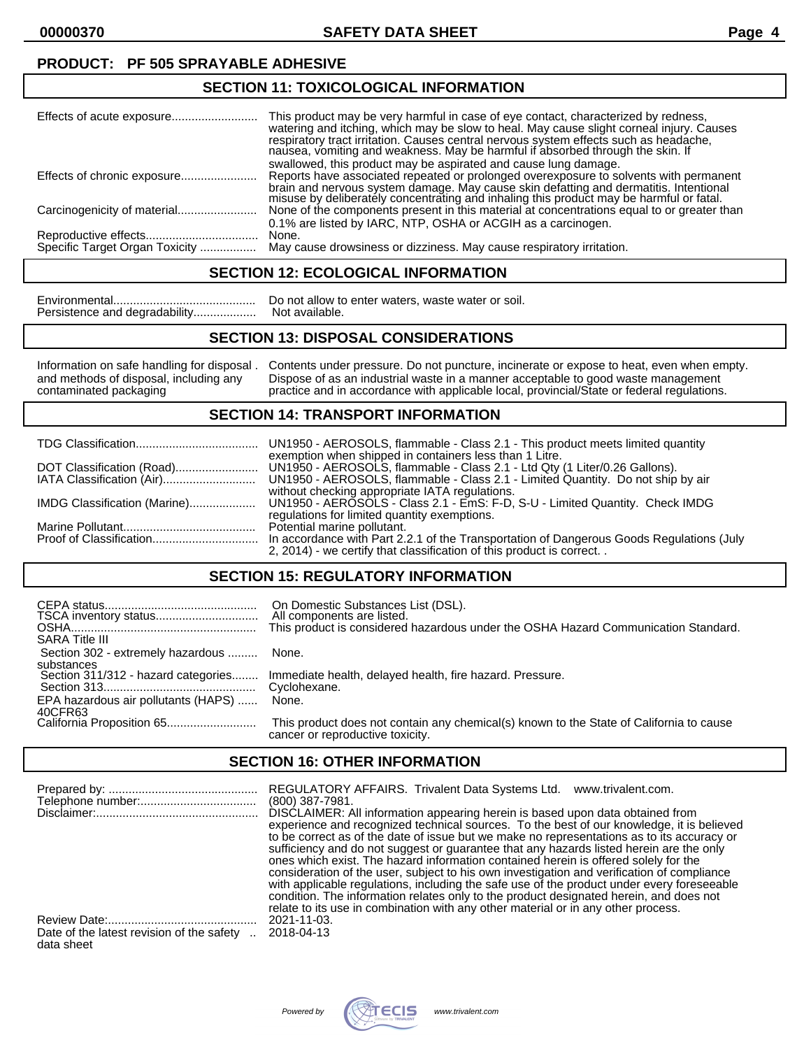**PRODUCT: PF 505 SPRAYABLE ADHESIVE**

## SECTION 11: TOXICOLOGICAL INFORMATION

| | |
|---|---|
| Effects of acute exposure | This product may be very harmful in case of eye contact, characterized by redness, watering and itching, which may be slow to heal. May cause slight corneal injury. Causes respiratory tract irritation. Causes central nervous system effects such as headache, nausea, vomiting and weakness. May be harmful if absorbed through the skin. If swallowed, this product may be aspirated and cause lung damage. |
| Effects of chronic exposure | Reports have associated repeated or prolonged overexposure to solvents with permanent brain and nervous system damage. May cause skin defatting and dermatitis. Intentional misuse by deliberately concentrating and inhaling this product may be harmful or fatal. |
| Carcinogenicity of material | None of the components present in this material at concentrations equal to or greater than 0.1% are listed by IARC, NTP, OSHA or ACGIH as a carcinogen. |
| Reproductive effects | None. |
| Specific Target Organ Toxicity | May cause drowsiness or dizziness. May cause respiratory irritation. |

## SECTION 12: ECOLOGICAL INFORMATION

| | |
|---|---|
| Environmental | Do not allow to enter waters, waste water or soil. |
| Persistence and degradability | Not available. |

## SECTION 13: DISPOSAL CONSIDERATIONS

| | |
|---|---|
| Information on safe handling for disposal and methods of disposal, including any contaminated packaging | Contents under pressure. Do not puncture, incinerate or expose to heat, even when empty. Dispose of as an industrial waste in a manner acceptable to good waste management practice and in accordance with applicable local, provincial/State or federal regulations. |

## SECTION 14: TRANSPORT INFORMATION

| | |
|---|---|
| TDG Classification | UN1950 - AEROSOLS, flammable - Class 2.1 - This product meets limited quantity exemption when shipped in containers less than 1 Litre. |
| DOT Classification (Road) | UN1950 - AEROSOLS, flammable - Class 2.1 - Ltd Qty (1 Liter/0.26 Gallons). |
| IATA Classification (Air) | UN1950 - AEROSOLS, flammable - Class 2.1 - Limited Quantity. Do not ship by air without checking appropriate IATA regulations. |
| IMDG Classification (Marine) | UN1950 - AEROSOLS - Class 2.1 - EmS: F-D, S-U - Limited Quantity. Check IMDG regulations for limited quantity exemptions. |
| Marine Pollutant | Potential marine pollutant. |
| Proof of Classification | In accordance with Part 2.2.1 of the Transportation of Dangerous Goods Regulations (July 2, 2014) - we certify that classification of this product is correct. . |

## SECTION 15: REGULATORY INFORMATION

| | |
|---|---|
| CEPA status | On Domestic Substances List (DSL). |
| TSCA inventory status | All components are listed. |
| OSHA | This product is considered hazardous under the OSHA Hazard Communication Standard. |
| SARA Title III | |
| Section 302 - extremely hazardous substances | None. |
| Section 311/312 - hazard categories | Immediate health, delayed health, fire hazard. Pressure. |
| Section 313 | Cyclohexane. |
| EPA hazardous air pollutants (HAPS) 40CFR63 | None. |
| California Proposition 65 | This product does not contain any chemical(s) known to the State of California to cause cancer or reproductive toxicity. |

## SECTION 16: OTHER INFORMATION

| | |
|---|---|
| Prepared by: | REGULATORY AFFAIRS. Trivalent Data Systems Ltd. www.trivalent.com. |
| Telephone number: | (800) 387-7981. |
| Disclaimer: | DISCLAIMER: All information appearing herein is based upon data obtained from experience and recognized technical sources. To the best of our knowledge, it is believed to be correct as of the date of issue but we make no representations as to its accuracy or sufficiency and do not suggest or guarantee that any hazards listed herein are the only ones which exist. The hazard information contained herein is offered solely for the consideration of the user, subject to his own investigation and verification of compliance with applicable regulations, including the safe use of the product under every foreseeable condition. The information relates only to the product designated herein, and does not relate to its use in combination with any other material or in any other process. |
| Review Date: | 2021-11-03. |
| Date of the latest revision of the safety data sheet | 2018-04-13 |